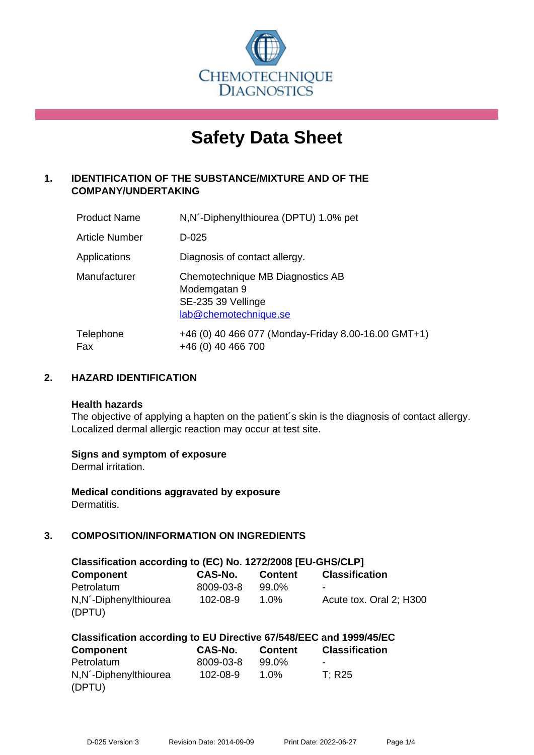CHEMOTECHNIQUE DIAGNOSTICS

# Safety Data Sheet

## 1. IDENTIFICATION OF THE SUBSTANCE/MIXTURE AND OF THE COMPANY/UNDERTAKING

| | |
|---|---|
| Product Name | N,N´-Diphenylthiourea (DPTU) 1.0% pet |
| Article Number | D-025 |
| Applications | Diagnosis of contact allergy. |
| Manufacturer | Chemotechnique MB Diagnostics AB<br>Modemgatan 9<br>SE-235 39 Vellinge<br>lab@chemotechnique.se |
| Telephone<br>Fax | +46 (0) 40 466 077 (Monday-Friday 8.00-16.00 GMT+1)<br>+46 (0) 40 466 700 |

## 2. HAZARD IDENTIFICATION

**Health hazards**
The objective of applying a hapten on the patient´s skin is the diagnosis of contact allergy. Localized dermal allergic reaction may occur at test site.

**Signs and symptom of exposure**
Dermal irritation.

**Medical conditions aggravated by exposure**
Dermatitis.

## 3. COMPOSITION/INFORMATION ON INGREDIENTS

**Classification according to (EC) No. 1272/2008 [EU-GHS/CLP]**

| Component | CAS-No. | Content | Classification |
|---|---|---|---|
| Petrolatum | 8009-03-8 | 99.0% | - |
| N,N´-Diphenylthiourea (DPTU) | 102-08-9 | 1.0% | Acute tox. Oral 2; H300 |

**Classification according to EU Directive 67/548/EEC and 1999/45/EC**

| Component | CAS-No. | Content | Classification |
|---|---|---|---|
| Petrolatum | 8009-03-8 | 99.0% | - |
| N,N´-Diphenylthiourea (DPTU) | 102-08-9 | 1.0% | T; R25 |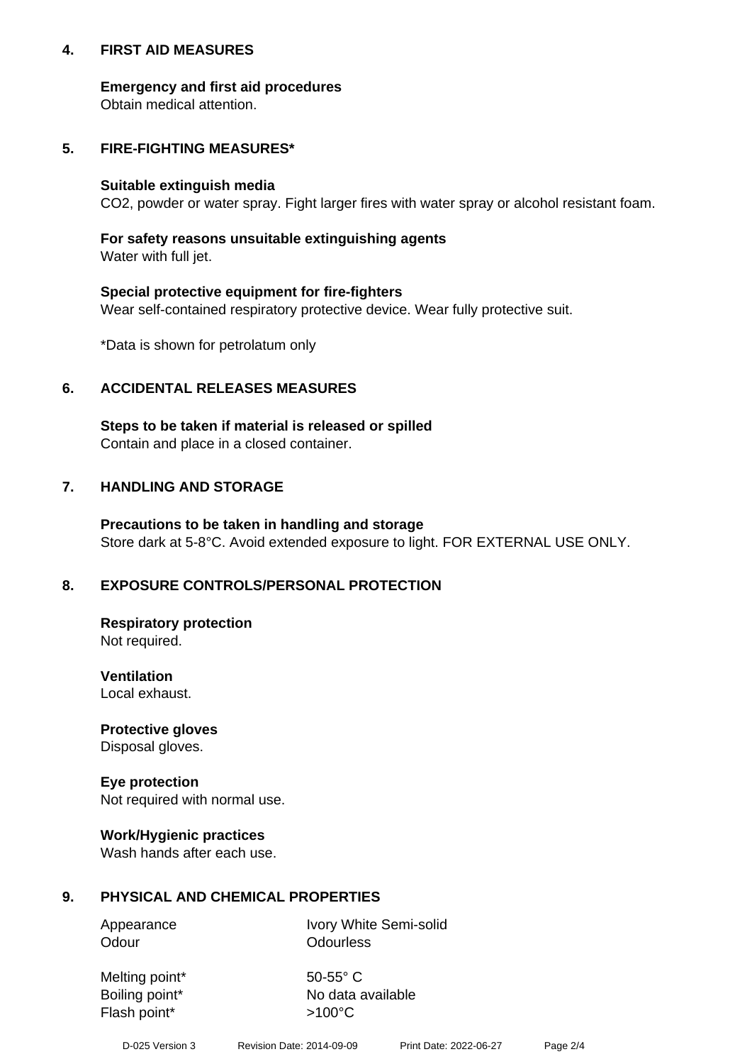## 4. FIRST AID MEASURES

**Emergency and first aid procedures**
Obtain medical attention.

## 5. FIRE-FIGHTING MEASURES*

**Suitable extinguish media**
$CO_2$, powder or water spray. Fight larger fires with water spray or alcohol resistant foam.

**For safety reasons unsuitable extinguishing agents**
Water with full jet.

**Special protective equipment for fire-fighters**
Wear self-contained respiratory protective device. Wear fully protective suit.

*Data is shown for petrolatum only

## 6. ACCIDENTAL RELEASES MEASURES

**Steps to be taken if material is released or spilled**
Contain and place in a closed container.

## 7. HANDLING AND STORAGE

**Precautions to be taken in handling and storage**
Store dark at 5-8°C. Avoid extended exposure to light. FOR EXTERNAL USE ONLY.

## 8. EXPOSURE CONTROLS/PERSONAL PROTECTION

**Respiratory protection**
Not required.

**Ventilation**
Local exhaust.

**Protective gloves**
Disposal gloves.

**Eye protection**
Not required with normal use.

**Work/Hygienic practices**
Wash hands after each use.

## 9. PHYSICAL AND CHEMICAL PROPERTIES

| | |
|---|---|
| Appearance | Ivory White Semi-solid |
| Odour | Odourless |
| Melting point* | 50-55° C |
| Boiling point* | No data available |
| Flash point* | >100°C |

D-025 Version 3 Revision Date: 2014-09-09 Print Date: 2022-06-27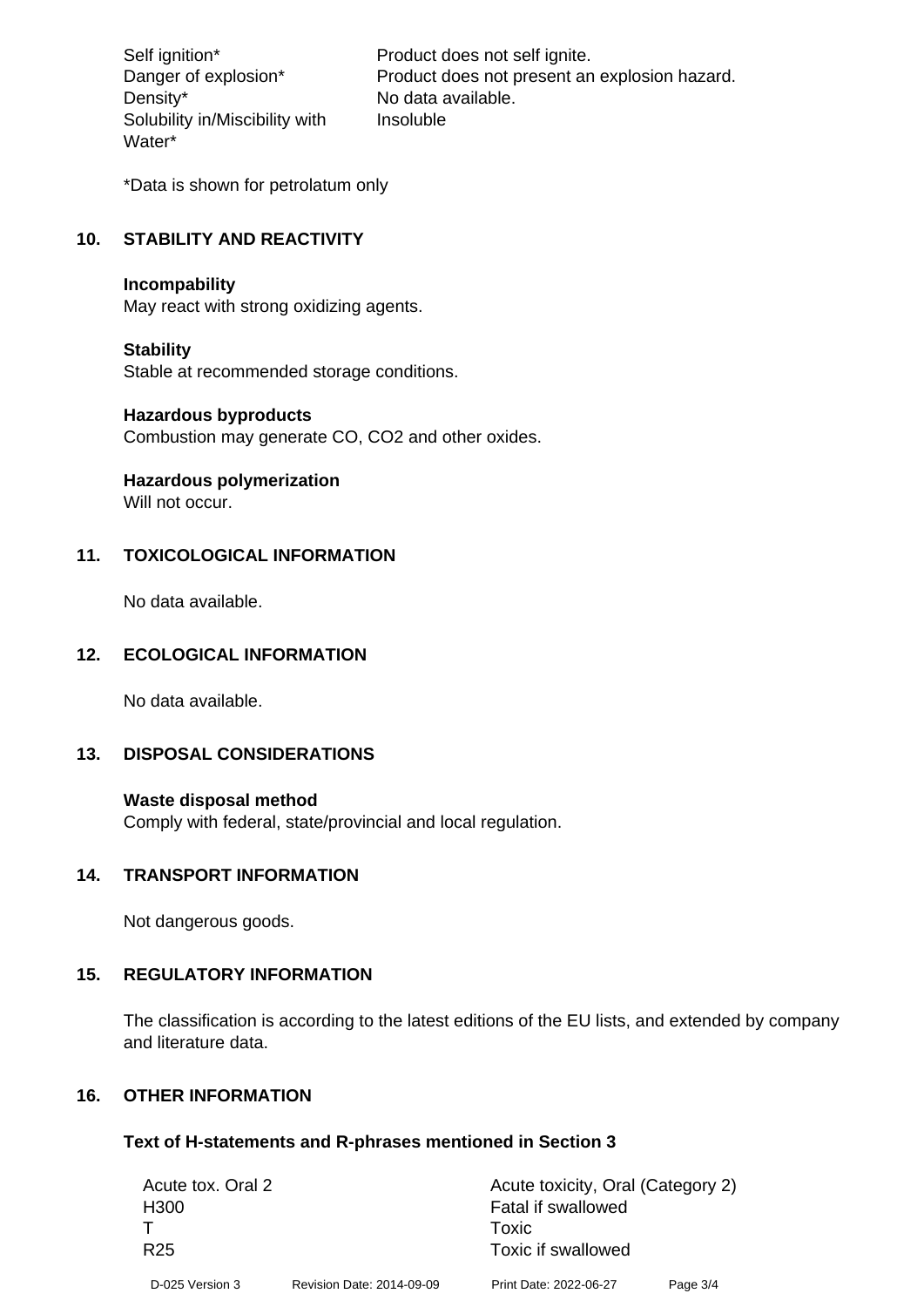| | |
|---|---|
| Self ignition* | Product does not self ignite. |
| Danger of explosion* | Product does not present an explosion hazard. |
| Density* | No data available. |
| Solubility in/Miscibility with Water* | Insoluble |

*Data is shown for petrolatum only

## 10. STABILITY AND REACTIVITY

**Incompability**
May react with strong oxidizing agents.

**Stability**
Stable at recommended storage conditions.

**Hazardous byproducts**
Combustion may generate CO, $CO_2$ and other oxides.

**Hazardous polymerization**
Will not occur.

## 11. TOXICOLOGICAL INFORMATION

No data available.

## 12. ECOLOGICAL INFORMATION

No data available.

## 13. DISPOSAL CONSIDERATIONS

**Waste disposal method**
Comply with federal, state/provincial and local regulation.

## 14. TRANSPORT INFORMATION

Not dangerous goods.

## 15. REGULATORY INFORMATION

The classification is according to the latest editions of the EU lists, and extended by company and literature data.

## 16. OTHER INFORMATION

### Text of H-statements and R-phrases mentioned in Section 3

| | |
|---|---|
| Acute tox. Oral 2 | Acute toxicity, Oral (Category 2) |
| H300 | Fatal if swallowed |
| T | Toxic |
| R25 | Toxic if swallowed |

D-025 Version 3 Revision Date: 2014-09-09 Print Date: 2022-06-27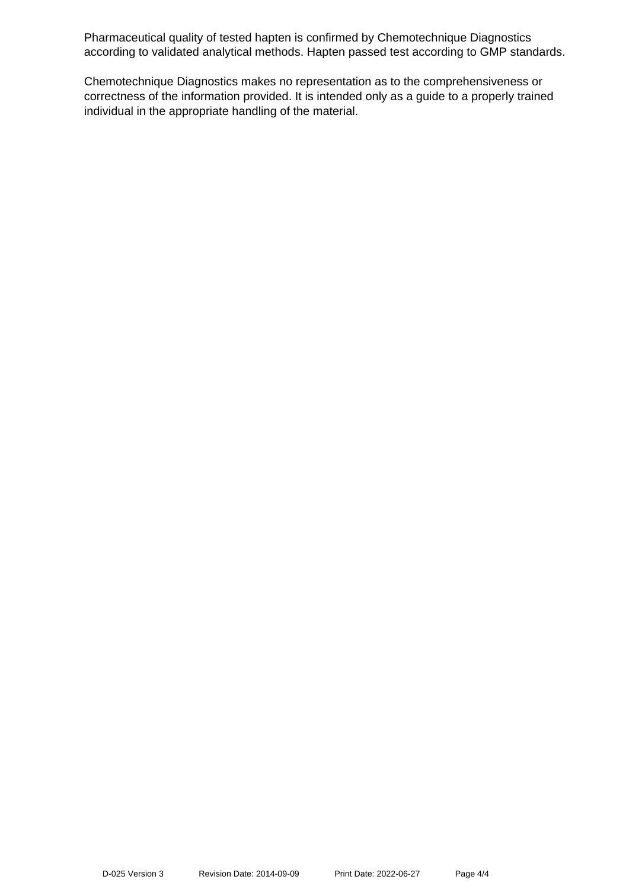Pharmaceutical quality of tested hapten is confirmed by Chemotechnique Diagnostics according to validated analytical methods. Hapten passed test according to GMP standards.

Chemotechnique Diagnostics makes no representation as to the comprehensiveness or correctness of the information provided. It is intended only as a guide to a properly trained individual in the appropriate handling of the material.